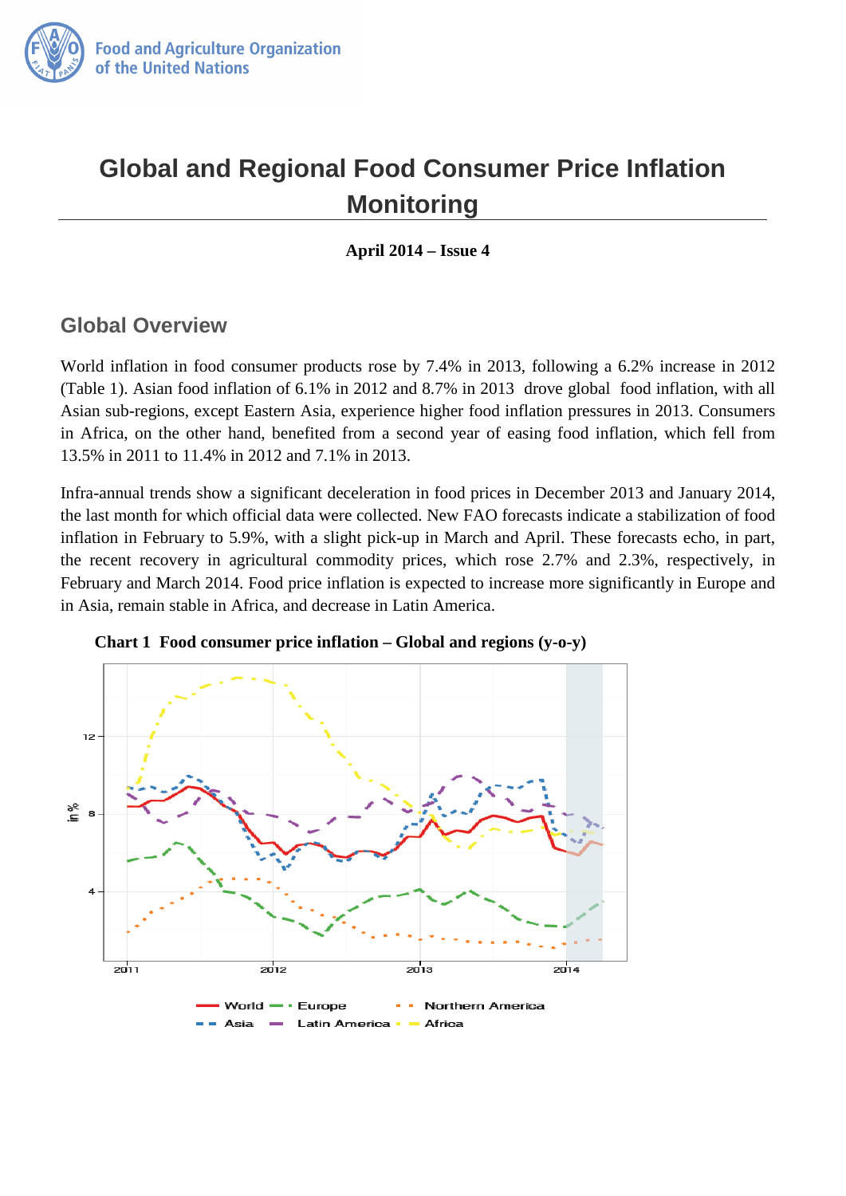# Global and Regional Food Consumer Price Inflation Monitoring

**April 2014 – Issue 4**

## Global Overview

World inflation in food consumer products rose by 7.4% in 2013, following a 6.2% increase in 2012 (Table 1). Asian food inflation of 6.1% in 2012 and 8.7% in 2013 drove global food inflation, with all Asian sub-regions, except Eastern Asia, experience higher food inflation pressures in 2013. Consumers in Africa, on the other hand, benefited from a second year of easing food inflation, which fell from 13.5% in 2011 to 11.4% in 2012 and 7.1% in 2013.

Infra-annual trends show a significant deceleration in food prices in December 2013 and January 2014, the last month for which official data were collected. New FAO forecasts indicate a stabilization of food inflation in February to 5.9%, with a slight pick-up in March and April. These forecasts echo, in part, the recent recovery in agricultural commodity prices, which rose 2.7% and 2.3%, respectively, in February and March 2014. Food price inflation is expected to increase more significantly in Europe and in Asia, remain stable in Africa, and decrease in Latin America.

**Chart 1 Food consumer price inflation – Global and regions (y-o-y)**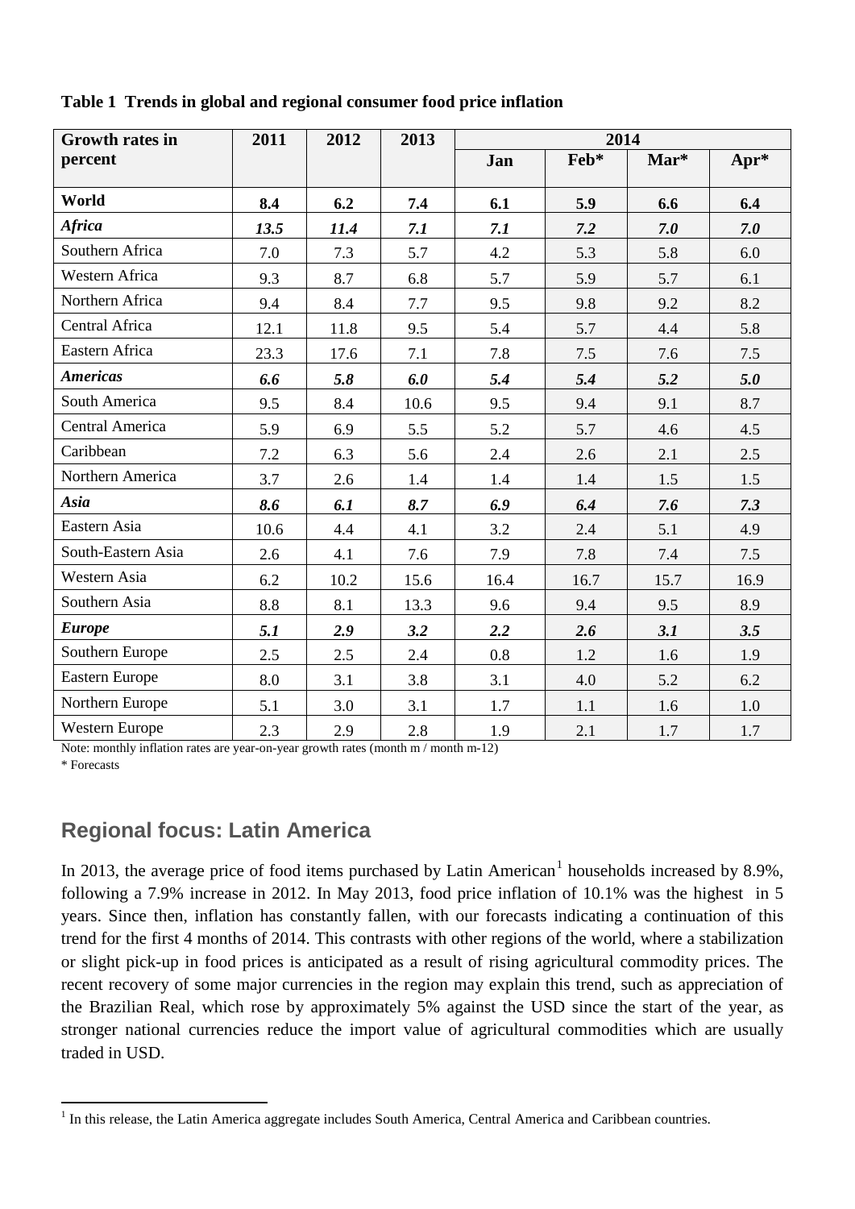**Table 1 Trends in global and regional consumer food price inflation**

| Growth rates in percent | 2011 | 2012 | 2013 | 2014 | | | |
|---|---|---|---|---|---|---|---|
| | | | | Jan | Feb* | Mar* | Apr* |
| **World** | **8.4** | **6.2** | **7.4** | **6.1** | **5.9** | **6.6** | **6.4** |
| ***Africa*** | ***13.5*** | ***11.4*** | ***7.1*** | ***7.1*** | ***7.2*** | ***7.0*** | ***7.0*** |
| Southern Africa | 7.0 | 7.3 | 5.7 | 4.2 | 5.3 | 5.8 | 6.0 |
| Western Africa | 9.3 | 8.7 | 6.8 | 5.7 | 5.9 | 5.7 | 6.1 |
| Northern Africa | 9.4 | 8.4 | 7.7 | 9.5 | 9.8 | 9.2 | 8.2 |
| Central Africa | 12.1 | 11.8 | 9.5 | 5.4 | 5.7 | 4.4 | 5.8 |
| Eastern Africa | 23.3 | 17.6 | 7.1 | 7.8 | 7.5 | 7.6 | 7.5 |
| ***Americas*** | ***6.6*** | ***5.8*** | ***6.0*** | ***5.4*** | ***5.4*** | ***5.2*** | ***5.0*** |
| South America | 9.5 | 8.4 | 10.6 | 9.5 | 9.4 | 9.1 | 8.7 |
| Central America | 5.9 | 6.9 | 5.5 | 5.2 | 5.7 | 4.6 | 4.5 |
| Caribbean | 7.2 | 6.3 | 5.6 | 2.4 | 2.6 | 2.1 | 2.5 |
| Northern America | 3.7 | 2.6 | 1.4 | 1.4 | 1.4 | 1.5 | 1.5 |
| ***Asia*** | ***8.6*** | ***6.1*** | ***8.7*** | ***6.9*** | ***6.4*** | ***7.6*** | ***7.3*** |
| Eastern Asia | 10.6 | 4.4 | 4.1 | 3.2 | 2.4 | 5.1 | 4.9 |
| South-Eastern Asia | 2.6 | 4.1 | 7.6 | 7.9 | 7.8 | 7.4 | 7.5 |
| Western Asia | 6.2 | 10.2 | 15.6 | 16.4 | 16.7 | 15.7 | 16.9 |
| Southern Asia | 8.8 | 8.1 | 13.3 | 9.6 | 9.4 | 9.5 | 8.9 |
| ***Europe*** | ***5.1*** | ***2.9*** | ***3.2*** | ***2.2*** | ***2.6*** | ***3.1*** | ***3.5*** |
| Southern Europe | 2.5 | 2.5 | 2.4 | 0.8 | 1.2 | 1.6 | 1.9 |
| Eastern Europe | 8.0 | 3.1 | 3.8 | 3.1 | 4.0 | 5.2 | 6.2 |
| Northern Europe | 5.1 | 3.0 | 3.1 | 1.7 | 1.1 | 1.6 | 1.0 |
| Western Europe | 2.3 | 2.9 | 2.8 | 1.9 | 2.1 | 1.7 | 1.7 |

Note: monthly inflation rates are year-on-year growth rates (month m / month m-12)

\* Forecasts

## Regional focus: Latin America

In 2013, the average price of food items purchased by Latin American[1] households increased by 8.9%, following a 7.9% increase in 2012. In May 2013, food price inflation of 10.1% was the highest in 5 years. Since then, inflation has constantly fallen, with our forecasts indicating a continuation of this trend for the first 4 months of 2014. This contrasts with other regions of the world, where a stabilization or slight pick-up in food prices is anticipated as a result of rising agricultural commodity prices. The recent recovery of some major currencies in the region may explain this trend, such as appreciation of the Brazilian Real, which rose by approximately 5% against the USD since the start of the year, as stronger national currencies reduce the import value of agricultural commodities which are usually traded in USD.

[1] In this release, the Latin America aggregate includes South America, Central America and Caribbean countries.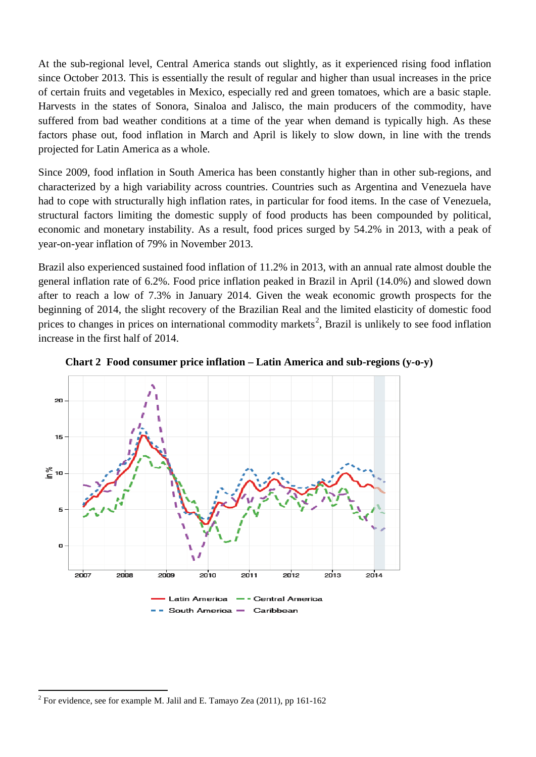At the sub-regional level, Central America stands out slightly, as it experienced rising food inflation since October 2013. This is essentially the result of regular and higher than usual increases in the price of certain fruits and vegetables in Mexico, especially red and green tomatoes, which are a basic staple. Harvests in the states of Sonora, Sinaloa and Jalisco, the main producers of the commodity, have suffered from bad weather conditions at a time of the year when demand is typically high. As these factors phase out, food inflation in March and April is likely to slow down, in line with the trends projected for Latin America as a whole.

Since 2009, food inflation in South America has been constantly higher than in other sub-regions, and characterized by a high variability across countries. Countries such as Argentina and Venezuela have had to cope with structurally high inflation rates, in particular for food items. In the case of Venezuela, structural factors limiting the domestic supply of food products has been compounded by political, economic and monetary instability. As a result, food prices surged by 54.2% in 2013, with a peak of year-on-year inflation of 79% in November 2013.

Brazil also experienced sustained food inflation of 11.2% in 2013, with an annual rate almost double the general inflation rate of 6.2%. Food price inflation peaked in Brazil in April (14.0%) and slowed down after to reach a low of 7.3% in January 2014. Given the weak economic growth prospects for the beginning of 2014, the slight recovery of the Brazilian Real and the limited elasticity of domestic food prices to changes in prices on international commodity markets[2], Brazil is unlikely to see food inflation increase in the first half of 2014.

**Chart 2 Food consumer price inflation – Latin America and sub-regions (y-o-y)**

---

[2] For evidence, see for example M. Jalil and E. Tamayo Zea (2011), pp 161-162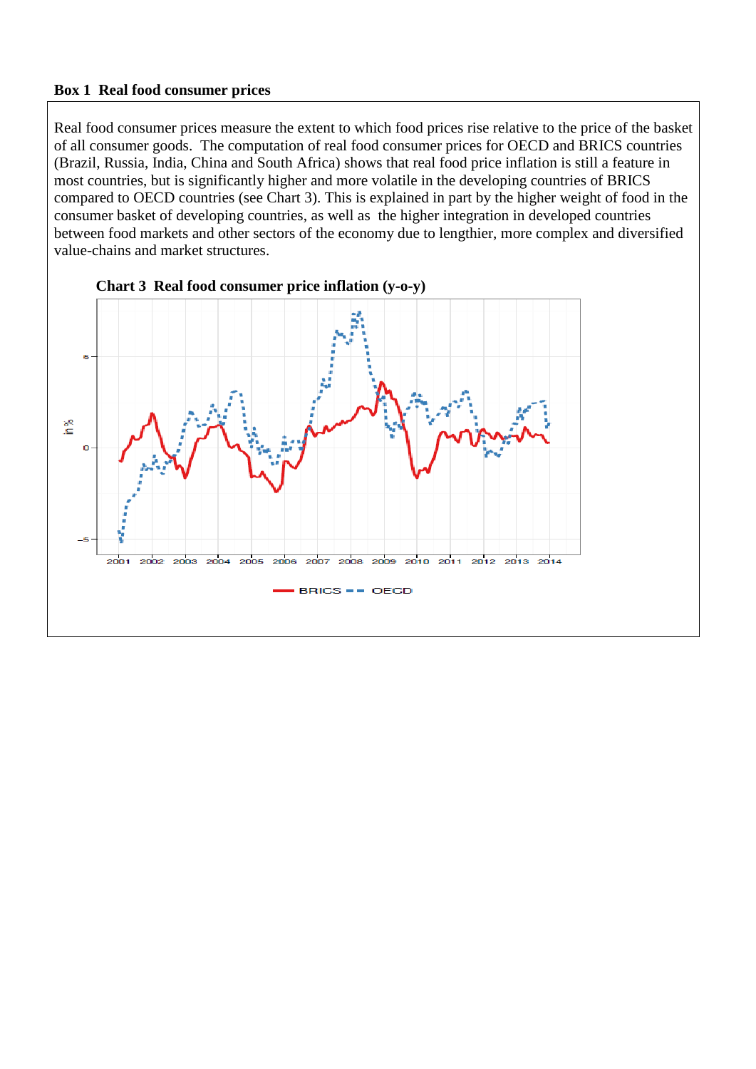**Box 1 Real food consumer prices**

Real food consumer prices measure the extent to which food prices rise relative to the price of the basket of all consumer goods. The computation of real food consumer prices for OECD and BRICS countries (Brazil, Russia, India, China and South Africa) shows that real food price inflation is still a feature in most countries, but is significantly higher and more volatile in the developing countries of BRICS compared to OECD countries (see Chart 3). This is explained in part by the higher weight of food in the consumer basket of developing countries, as well as the higher integration in developed countries between food markets and other sectors of the economy due to lengthier, more complex and diversified value-chains and market structures.

**Chart 3 Real food consumer price inflation (y-o-y)**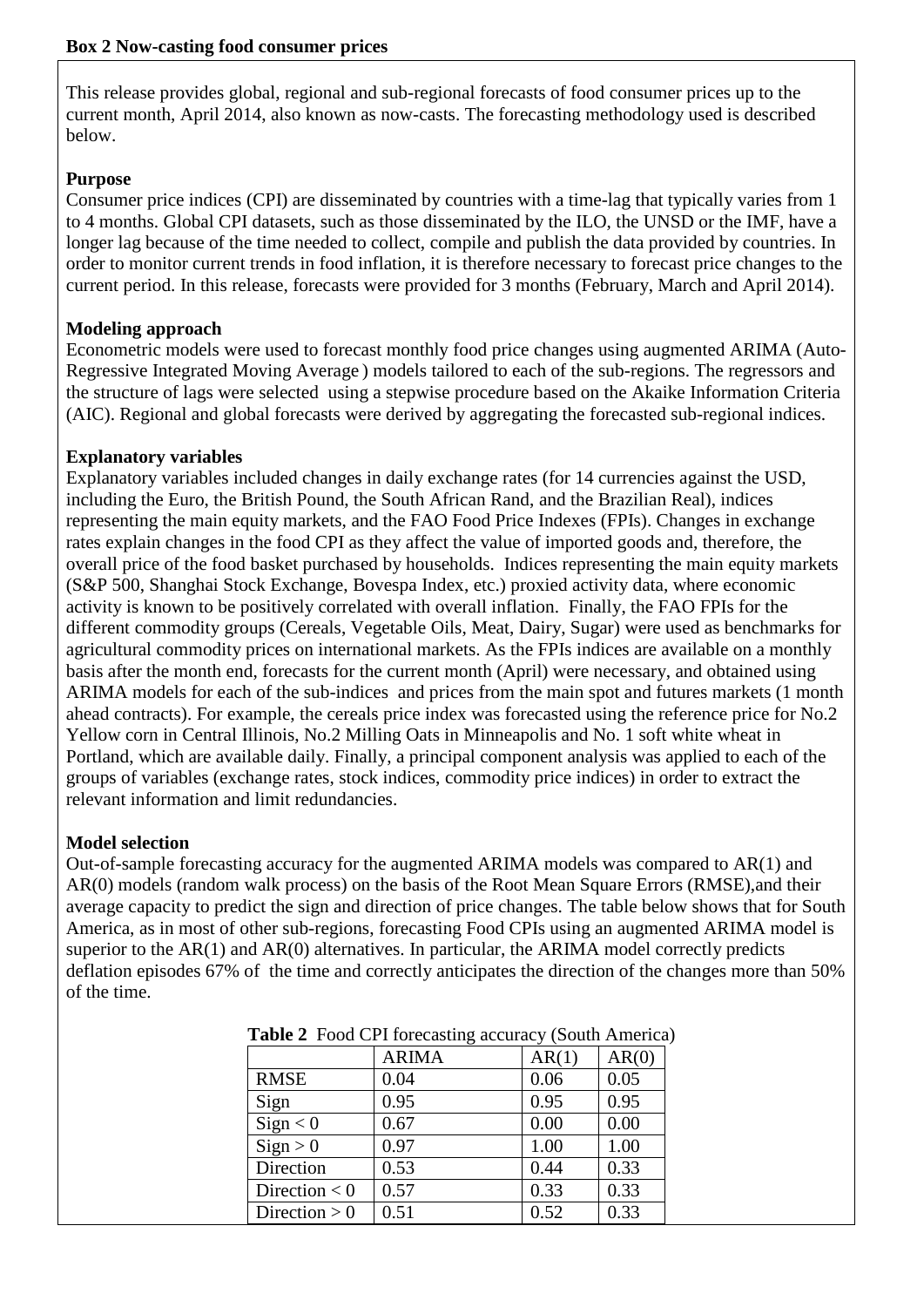**Box 2 Now-casting food consumer prices**

This release provides global, regional and sub-regional forecasts of food consumer prices up to the current month, April 2014, also known as now-casts. The forecasting methodology used is described below.

**Purpose**

Consumer price indices (CPI) are disseminated by countries with a time-lag that typically varies from 1 to 4 months. Global CPI datasets, such as those disseminated by the ILO, the UNSD or the IMF, have a longer lag because of the time needed to collect, compile and publish the data provided by countries. In order to monitor current trends in food inflation, it is therefore necessary to forecast price changes to the current period. In this release, forecasts were provided for 3 months (February, March and April 2014).

**Modeling approach**

Econometric models were used to forecast monthly food price changes using augmented ARIMA (Auto-Regressive Integrated Moving Average ) models tailored to each of the sub-regions. The regressors and the structure of lags were selected using a stepwise procedure based on the Akaike Information Criteria (AIC). Regional and global forecasts were derived by aggregating the forecasted sub-regional indices.

**Explanatory variables**

Explanatory variables included changes in daily exchange rates (for 14 currencies against the USD, including the Euro, the British Pound, the South African Rand, and the Brazilian Real), indices representing the main equity markets, and the FAO Food Price Indexes (FPIs). Changes in exchange rates explain changes in the food CPI as they affect the value of imported goods and, therefore, the overall price of the food basket purchased by households. Indices representing the main equity markets (S&P 500, Shanghai Stock Exchange, Bovespa Index, etc.) proxied activity data, where economic activity is known to be positively correlated with overall inflation. Finally, the FAO FPIs for the different commodity groups (Cereals, Vegetable Oils, Meat, Dairy, Sugar) were used as benchmarks for agricultural commodity prices on international markets. As the FPIs indices are available on a monthly basis after the month end, forecasts for the current month (April) were necessary, and obtained using ARIMA models for each of the sub-indices and prices from the main spot and futures markets (1 month ahead contracts). For example, the cereals price index was forecasted using the reference price for No.2 Yellow corn in Central Illinois, No.2 Milling Oats in Minneapolis and No. 1 soft white wheat in Portland, which are available daily. Finally, a principal component analysis was applied to each of the groups of variables (exchange rates, stock indices, commodity price indices) in order to extract the relevant information and limit redundancies.

**Model selection**

Out-of-sample forecasting accuracy for the augmented ARIMA models was compared to AR(1) and AR(0) models (random walk process) on the basis of the Root Mean Square Errors (RMSE),and their average capacity to predict the sign and direction of price changes. The table below shows that for South America, as in most of other sub-regions, forecasting Food CPIs using an augmented ARIMA model is superior to the AR(1) and AR(0) alternatives. In particular, the ARIMA model correctly predicts deflation episodes 67% of the time and correctly anticipates the direction of the changes more than 50% of the time.

**Table 2** Food CPI forecasting accuracy (South America)

| | ARIMA | AR(1) | AR(0) |
|---|---|---|---|
| RMSE | 0.04 | 0.06 | 0.05 |
| Sign | 0.95 | 0.95 | 0.95 |
| Sign < 0 | 0.67 | 0.00 | 0.00 |
| Sign > 0 | 0.97 | 1.00 | 1.00 |
| Direction | 0.53 | 0.44 | 0.33 |
| Direction < 0 | 0.57 | 0.33 | 0.33 |
| Direction > 0 | 0.51 | 0.52 | 0.33 |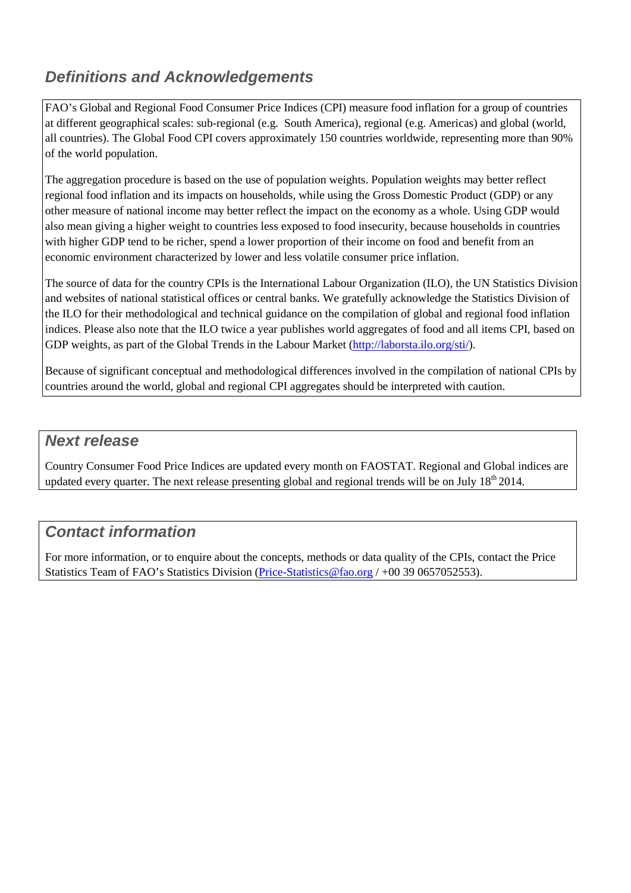## Definitions and Acknowledgements

FAO's Global and Regional Food Consumer Price Indices (CPI) measure food inflation for a group of countries at different geographical scales: sub-regional (e.g. South America), regional (e.g. Americas) and global (world, all countries). The Global Food CPI covers approximately 150 countries worldwide, representing more than 90% of the world population.

The aggregation procedure is based on the use of population weights. Population weights may better reflect regional food inflation and its impacts on households, while using the Gross Domestic Product (GDP) or any other measure of national income may better reflect the impact on the economy as a whole. Using GDP would also mean giving a higher weight to countries less exposed to food insecurity, because households in countries with higher GDP tend to be richer, spend a lower proportion of their income on food and benefit from an economic environment characterized by lower and less volatile consumer price inflation.

The source of data for the country CPIs is the International Labour Organization (ILO), the UN Statistics Division and websites of national statistical offices or central banks. We gratefully acknowledge the Statistics Division of the ILO for their methodological and technical guidance on the compilation of global and regional food inflation indices. Please also note that the ILO twice a year publishes world aggregates of food and all items CPI, based on GDP weights, as part of the Global Trends in the Labour Market (http://laborsta.ilo.org/sti/).

Because of significant conceptual and methodological differences involved in the compilation of national CPIs by countries around the world, global and regional CPI aggregates should be interpreted with caution.

## Next release

Country Consumer Food Price Indices are updated every month on FAOSTAT. Regional and Global indices are updated every quarter. The next release presenting global and regional trends will be on July 18th 2014.

## Contact information

For more information, or to enquire about the concepts, methods or data quality of the CPIs, contact the Price Statistics Team of FAO's Statistics Division (Price-Statistics@fao.org / +00 39 0657052553).